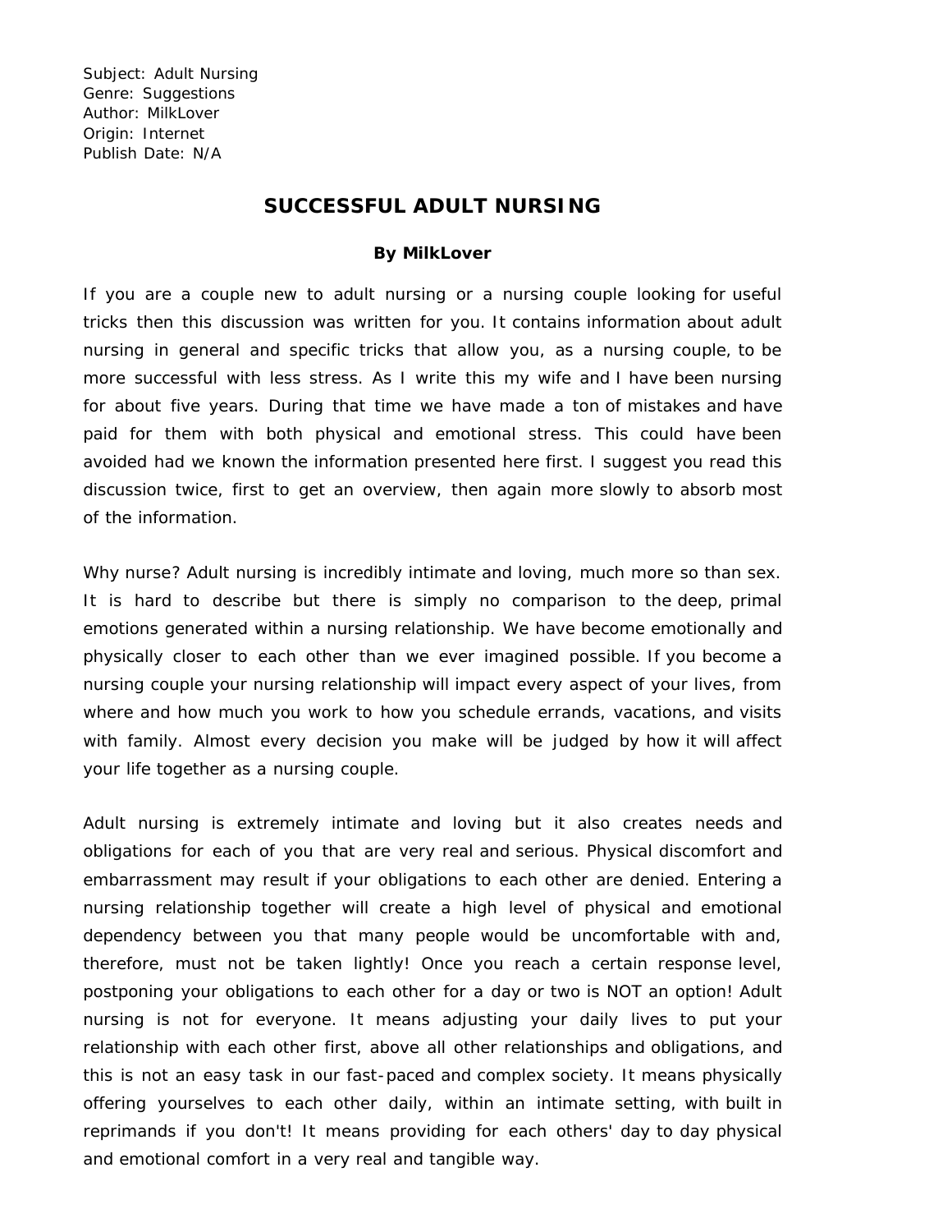Subject: Adult Nursing
Genre: Suggestions
Author: MilkLover
Origin: Internet
Publish Date: N/A

# SUCCESSFUL ADULT NURSING

**By MilkLover**

If you are a couple new to adult nursing or a nursing couple looking for useful tricks then this discussion was written for you. It contains information about adult nursing in general and specific tricks that allow you, as a nursing couple, to be more successful with less stress. As I write this my wife and I have been nursing for about five years. During that time we have made a ton of mistakes and have paid for them with both physical and emotional stress. This could have been avoided had we known the information presented here first. I suggest you read this discussion twice, first to get an overview, then again more slowly to absorb most of the information.

Why nurse? Adult nursing is incredibly intimate and loving, much more so than sex. It is hard to describe but there is simply no comparison to the deep, primal emotions generated within a nursing relationship. We have become emotionally and physically closer to each other than we ever imagined possible. If you become a nursing couple your nursing relationship will impact every aspect of your lives, from where and how much you work to how you schedule errands, vacations, and visits with family. Almost every decision you make will be judged by how it will affect your life together as a nursing couple.

Adult nursing is extremely intimate and loving but it also creates needs and obligations for each of you that are very real and serious. Physical discomfort and embarrassment may result if your obligations to each other are denied. Entering a nursing relationship together will create a high level of physical and emotional dependency between you that many people would be uncomfortable with and, therefore, must not be taken lightly! Once you reach a certain response level, postponing your obligations to each other for a day or two is NOT an option! Adult nursing is not for everyone. It means adjusting your daily lives to put your relationship with each other first, above all other relationships and obligations, and this is not an easy task in our fast-paced and complex society. It means physically offering yourselves to each other daily, within an intimate setting, with built in reprimands if you don't! It means providing for each others' day to day physical and emotional comfort in a very real and tangible way.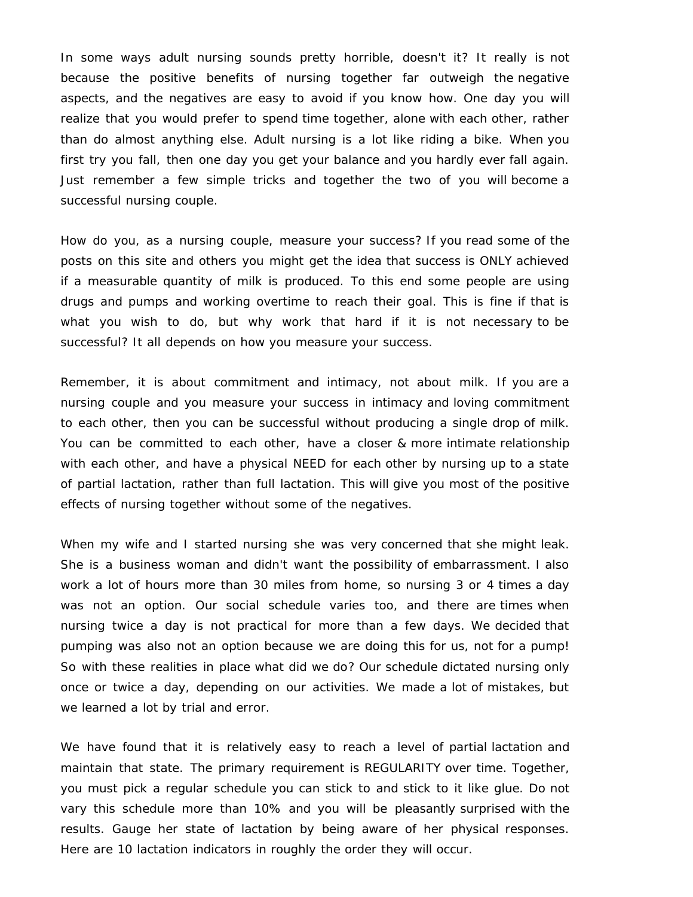In some ways adult nursing sounds pretty horrible, doesn't it? It really is not because the positive benefits of nursing together far outweigh the negative aspects, and the negatives are easy to avoid if you know how. One day you will realize that you would prefer to spend time together, alone with each other, rather than do almost anything else. Adult nursing is a lot like riding a bike. When you first try you fall, then one day you get your balance and you hardly ever fall again. Just remember a few simple tricks and together the two of you will become a successful nursing couple.

How do you, as a nursing couple, measure your success? If you read some of the posts on this site and others you might get the idea that success is ONLY achieved if a measurable quantity of milk is produced. To this end some people are using drugs and pumps and working overtime to reach their goal. This is fine if that is what you wish to do, but why work that hard if it is not necessary to be successful? It all depends on how you measure your success.

Remember, it is about commitment and intimacy, not about milk. If you are a nursing couple and you measure your success in intimacy and loving commitment to each other, then you can be successful without producing a single drop of milk. You can be committed to each other, have a closer & more intimate relationship with each other, and have a physical NEED for each other by nursing up to a state of partial lactation, rather than full lactation. This will give you most of the positive effects of nursing together without some of the negatives.

When my wife and I started nursing she was very concerned that she might leak. She is a business woman and didn't want the possibility of embarrassment. I also work a lot of hours more than 30 miles from home, so nursing 3 or 4 times a day was not an option. Our social schedule varies too, and there are times when nursing twice a day is not practical for more than a few days. We decided that pumping was also not an option because we are doing this for us, not for a pump! So with these realities in place what did we do? Our schedule dictated nursing only once or twice a day, depending on our activities. We made a lot of mistakes, but we learned a lot by trial and error.

We have found that it is relatively easy to reach a level of partial lactation and maintain that state. The primary requirement is REGULARITY over time. Together, you must pick a regular schedule you can stick to and stick to it like glue. Do not vary this schedule more than 10% and you will be pleasantly surprised with the results. Gauge her state of lactation by being aware of her physical responses. Here are 10 lactation indicators in roughly the order they will occur.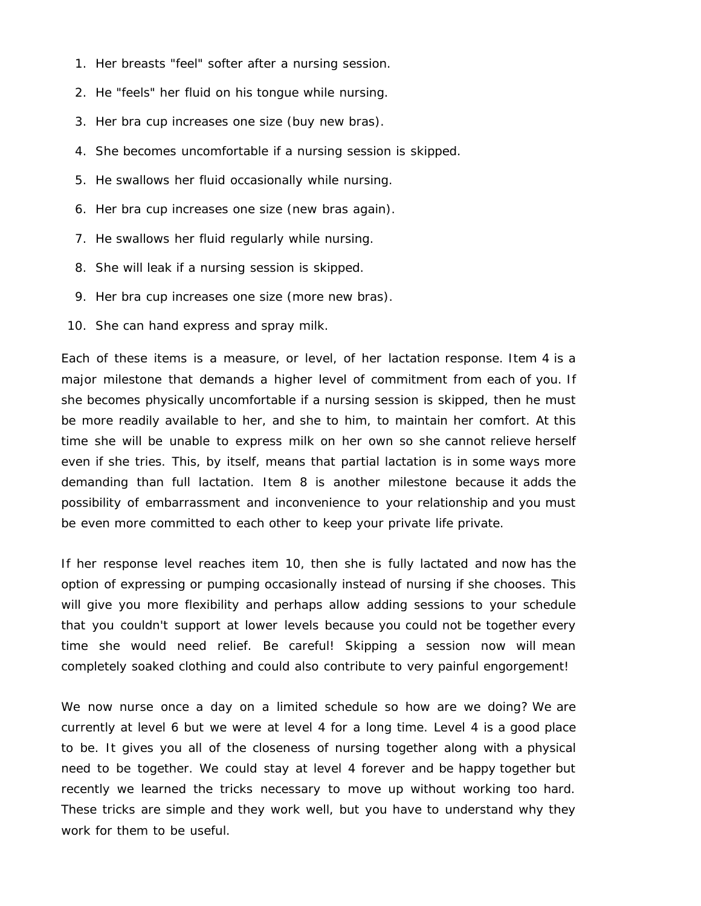1. Her breasts "feel" softer after a nursing session.
2. He "feels" her fluid on his tongue while nursing.
3. Her bra cup increases one size (buy new bras).
4. She becomes uncomfortable if a nursing session is skipped.
5. He swallows her fluid occasionally while nursing.
6. Her bra cup increases one size (new bras again).
7. He swallows her fluid regularly while nursing.
8. She will leak if a nursing session is skipped.
9. Her bra cup increases one size (more new bras).
10. She can hand express and spray milk.

Each of these items is a measure, or level, of her lactation response. Item 4 is a major milestone that demands a higher level of commitment from each of you. If she becomes physically uncomfortable if a nursing session is skipped, then he must be more readily available to her, and she to him, to maintain her comfort. At this time she will be unable to express milk on her own so she cannot relieve herself even if she tries. This, by itself, means that partial lactation is in some ways more demanding than full lactation. Item 8 is another milestone because it adds the possibility of embarrassment and inconvenience to your relationship and you must be even more committed to each other to keep your private life private.

If her response level reaches item 10, then she is fully lactated and now has the option of expressing or pumping occasionally instead of nursing if she chooses. This will give you more flexibility and perhaps allow adding sessions to your schedule that you couldn't support at lower levels because you could not be together every time she would need relief. Be careful! Skipping a session now will mean completely soaked clothing and could also contribute to very painful engorgement!

We now nurse once a day on a limited schedule so how are we doing? We are currently at level 6 but we were at level 4 for a long time. Level 4 is a good place to be. It gives you all of the closeness of nursing together along with a physical need to be together. We could stay at level 4 forever and be happy together but recently we learned the tricks necessary to move up without working too hard. These tricks are simple and they work well, but you have to understand why they work for them to be useful.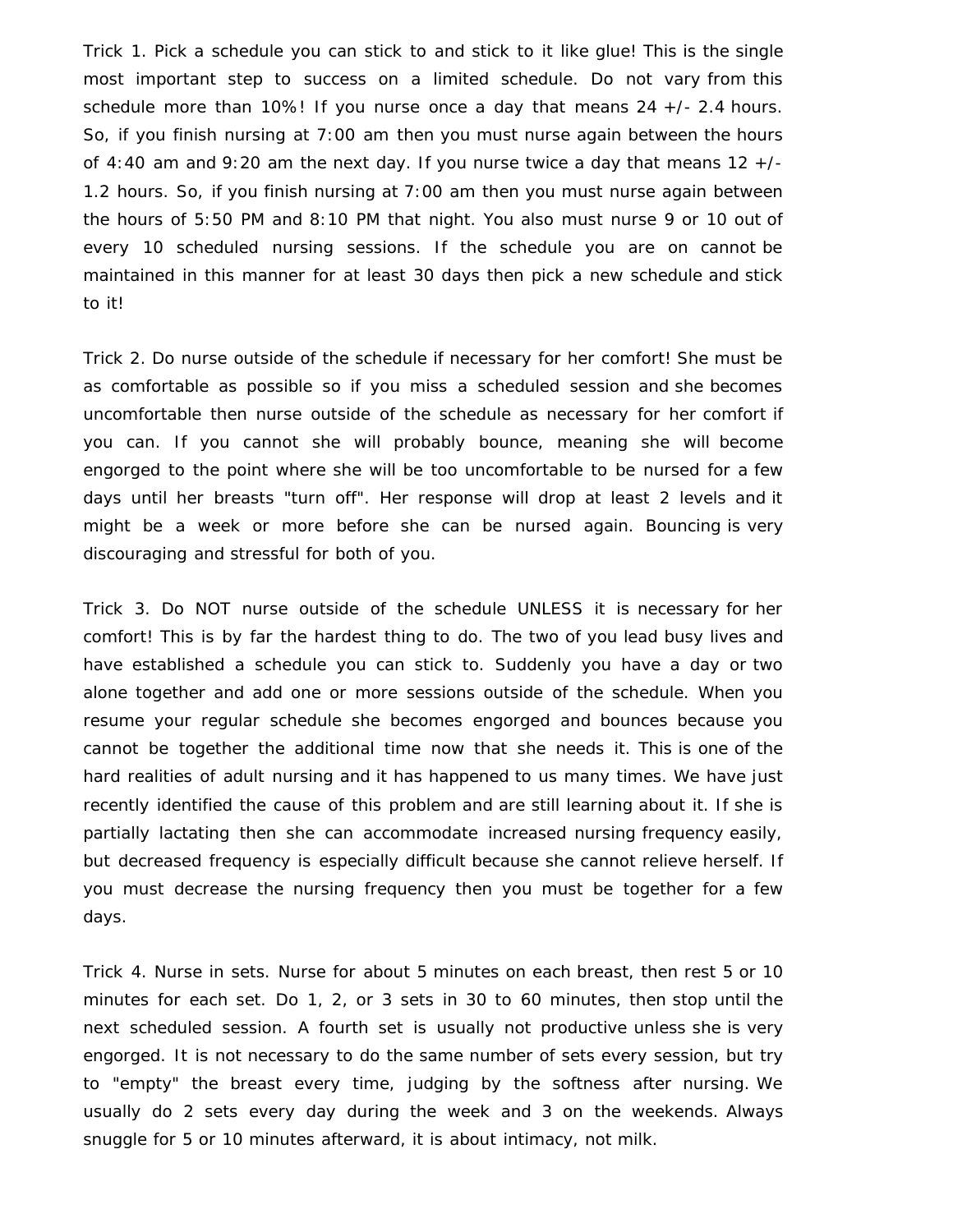Trick 1. Pick a schedule you can stick to and stick to it like glue! This is the single most important step to success on a limited schedule. Do not vary from this schedule more than 10%! If you nurse once a day that means 24 +/- 2.4 hours. So, if you finish nursing at 7:00 am then you must nurse again between the hours of 4:40 am and 9:20 am the next day. If you nurse twice a day that means 12 +/- 1.2 hours. So, if you finish nursing at 7:00 am then you must nurse again between the hours of 5:50 PM and 8:10 PM that night. You also must nurse 9 or 10 out of every 10 scheduled nursing sessions. If the schedule you are on cannot be maintained in this manner for at least 30 days then pick a new schedule and stick to it!

Trick 2. Do nurse outside of the schedule if necessary for her comfort! She must be as comfortable as possible so if you miss a scheduled session and she becomes uncomfortable then nurse outside of the schedule as necessary for her comfort if you can. If you cannot she will probably bounce, meaning she will become engorged to the point where she will be too uncomfortable to be nursed for a few days until her breasts "turn off". Her response will drop at least 2 levels and it might be a week or more before she can be nursed again. Bouncing is very discouraging and stressful for both of you.

Trick 3. Do NOT nurse outside of the schedule UNLESS it is necessary for her comfort! This is by far the hardest thing to do. The two of you lead busy lives and have established a schedule you can stick to. Suddenly you have a day or two alone together and add one or more sessions outside of the schedule. When you resume your regular schedule she becomes engorged and bounces because you cannot be together the additional time now that she needs it. This is one of the hard realities of adult nursing and it has happened to us many times. We have just recently identified the cause of this problem and are still learning about it. If she is partially lactating then she can accommodate increased nursing frequency easily, but decreased frequency is especially difficult because she cannot relieve herself. If you must decrease the nursing frequency then you must be together for a few days.

Trick 4. Nurse in sets. Nurse for about 5 minutes on each breast, then rest 5 or 10 minutes for each set. Do 1, 2, or 3 sets in 30 to 60 minutes, then stop until the next scheduled session. A fourth set is usually not productive unless she is very engorged. It is not necessary to do the same number of sets every session, but try to "empty" the breast every time, judging by the softness after nursing. We usually do 2 sets every day during the week and 3 on the weekends. Always snuggle for 5 or 10 minutes afterward, it is about intimacy, not milk.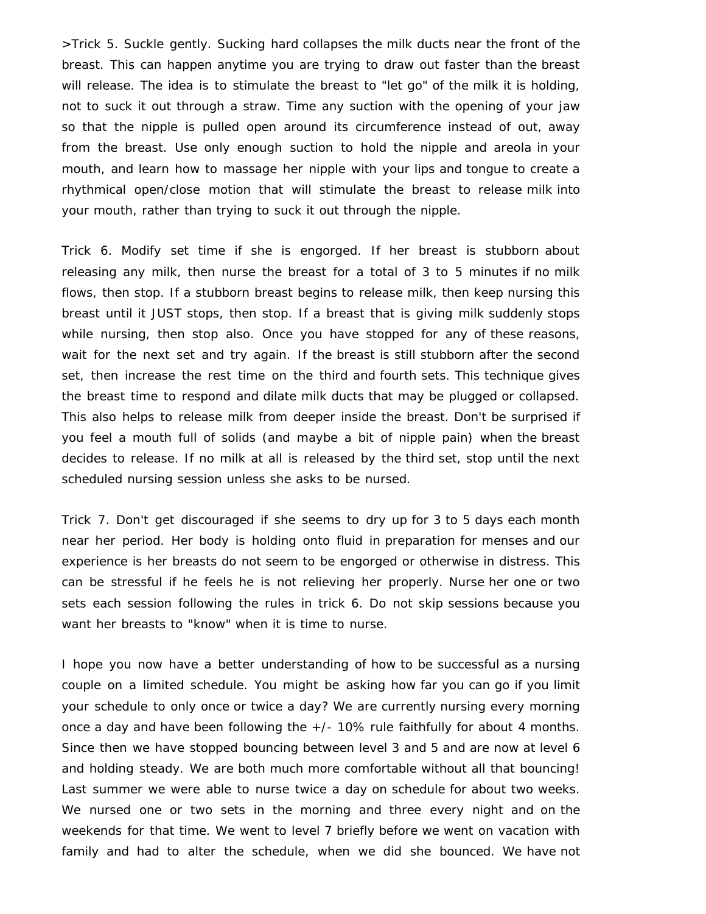>Trick 5. Suckle gently. Sucking hard collapses the milk ducts near the front of the breast. This can happen anytime you are trying to draw out faster than the breast will release. The idea is to stimulate the breast to "let go" of the milk it is holding, not to suck it out through a straw. Time any suction with the opening of your jaw so that the nipple is pulled open around its circumference instead of out, away from the breast. Use only enough suction to hold the nipple and areola in your mouth, and learn how to massage her nipple with your lips and tongue to create a rhythmical open/close motion that will stimulate the breast to release milk into your mouth, rather than trying to suck it out through the nipple.

Trick 6. Modify set time if she is engorged. If her breast is stubborn about releasing any milk, then nurse the breast for a total of 3 to 5 minutes if no milk flows, then stop. If a stubborn breast begins to release milk, then keep nursing this breast until it JUST stops, then stop. If a breast that is giving milk suddenly stops while nursing, then stop also. Once you have stopped for any of these reasons, wait for the next set and try again. If the breast is still stubborn after the second set, then increase the rest time on the third and fourth sets. This technique gives the breast time to respond and dilate milk ducts that may be plugged or collapsed. This also helps to release milk from deeper inside the breast. Don't be surprised if you feel a mouth full of solids (and maybe a bit of nipple pain) when the breast decides to release. If no milk at all is released by the third set, stop until the next scheduled nursing session unless she asks to be nursed.

Trick 7. Don't get discouraged if she seems to dry up for 3 to 5 days each month near her period. Her body is holding onto fluid in preparation for menses and our experience is her breasts do not seem to be engorged or otherwise in distress. This can be stressful if he feels he is not relieving her properly. Nurse her one or two sets each session following the rules in trick 6. Do not skip sessions because you want her breasts to "know" when it is time to nurse.

I hope you now have a better understanding of how to be successful as a nursing couple on a limited schedule. You might be asking how far you can go if you limit your schedule to only once or twice a day? We are currently nursing every morning once a day and have been following the +/- 10% rule faithfully for about 4 months. Since then we have stopped bouncing between level 3 and 5 and are now at level 6 and holding steady. We are both much more comfortable without all that bouncing! Last summer we were able to nurse twice a day on schedule for about two weeks. We nursed one or two sets in the morning and three every night and on the weekends for that time. We went to level 7 briefly before we went on vacation with family and had to alter the schedule, when we did she bounced. We have not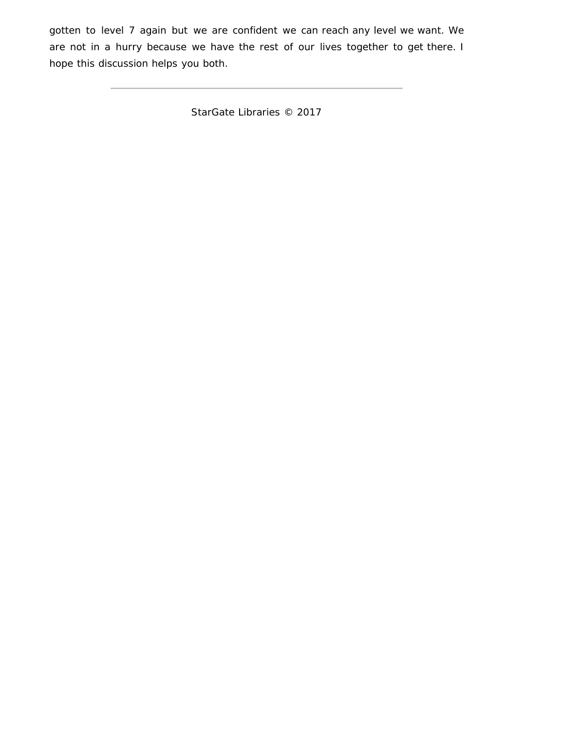gotten to level 7 again but we are confident we can reach any level we want. We are not in a hurry because we have the rest of our lives together to get there. I hope this discussion helps you both.

---

StarGate Libraries © 2017